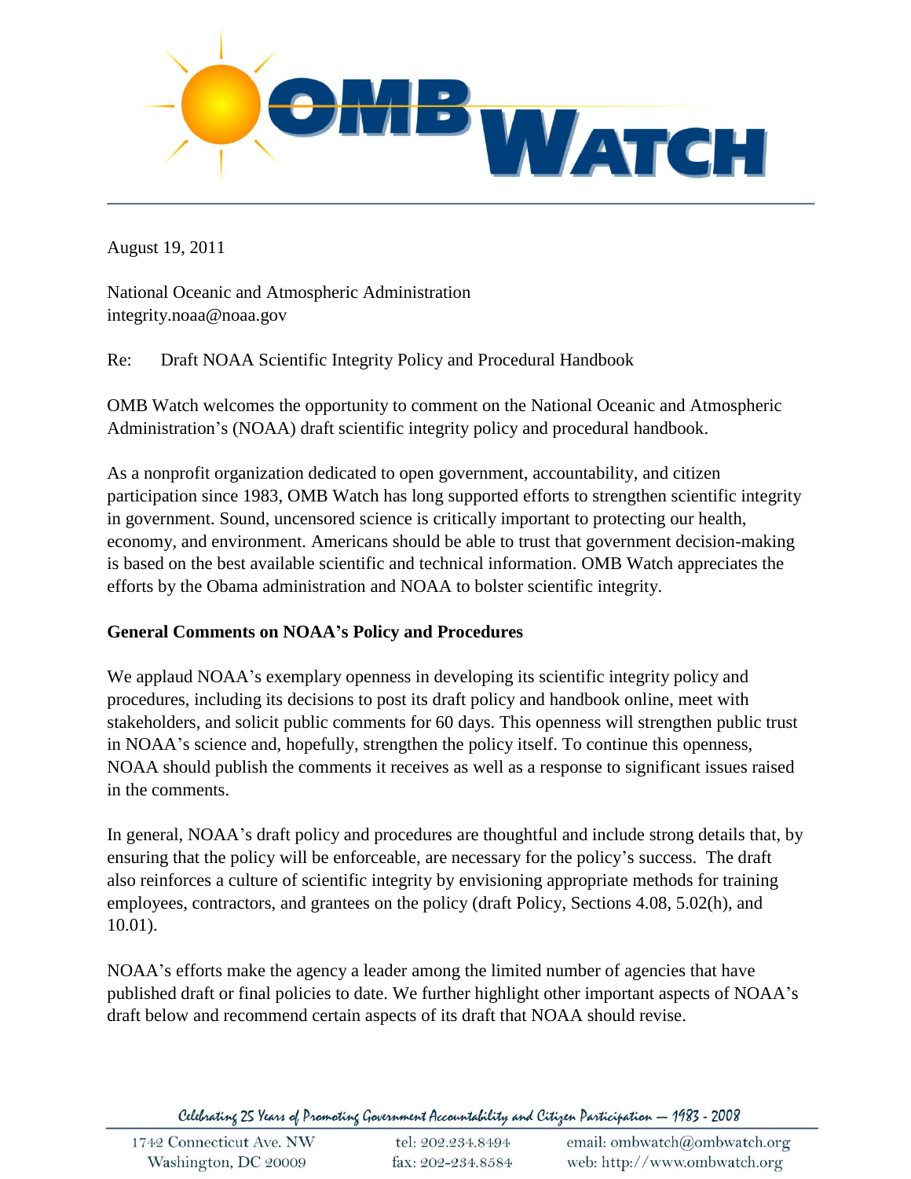OMB WATCH

August 19, 2011

National Oceanic and Atmospheric Administration
integrity.noaa@noaa.gov

Re: Draft NOAA Scientific Integrity Policy and Procedural Handbook

OMB Watch welcomes the opportunity to comment on the National Oceanic and Atmospheric Administration's (NOAA) draft scientific integrity policy and procedural handbook.

As a nonprofit organization dedicated to open government, accountability, and citizen participation since 1983, OMB Watch has long supported efforts to strengthen scientific integrity in government. Sound, uncensored science is critically important to protecting our health, economy, and environment. Americans should be able to trust that government decision-making is based on the best available scientific and technical information. OMB Watch appreciates the efforts by the Obama administration and NOAA to bolster scientific integrity.

**General Comments on NOAA's Policy and Procedures**

We applaud NOAA's exemplary openness in developing its scientific integrity policy and procedures, including its decisions to post its draft policy and handbook online, meet with stakeholders, and solicit public comments for 60 days. This openness will strengthen public trust in NOAA's science and, hopefully, strengthen the policy itself. To continue this openness, NOAA should publish the comments it receives as well as a response to significant issues raised in the comments.

In general, NOAA's draft policy and procedures are thoughtful and include strong details that, by ensuring that the policy will be enforceable, are necessary for the policy's success. The draft also reinforces a culture of scientific integrity by envisioning appropriate methods for training employees, contractors, and grantees on the policy (draft Policy, Sections 4.08, 5.02(h), and 10.01).

NOAA's efforts make the agency a leader among the limited number of agencies that have published draft or final policies to date. We further highlight other important aspects of NOAA's draft below and recommend certain aspects of its draft that NOAA should revise.

*Celebrating 25 Years of Promoting Government Accountability and Citizen Participation — 1983 - 2008*

1742 Connecticut Ave. NW
Washington, DC 20009

tel: 202.234.8494
fax: 202-234.8584

email: ombwatch@ombwatch.org
web: http://www.ombwatch.org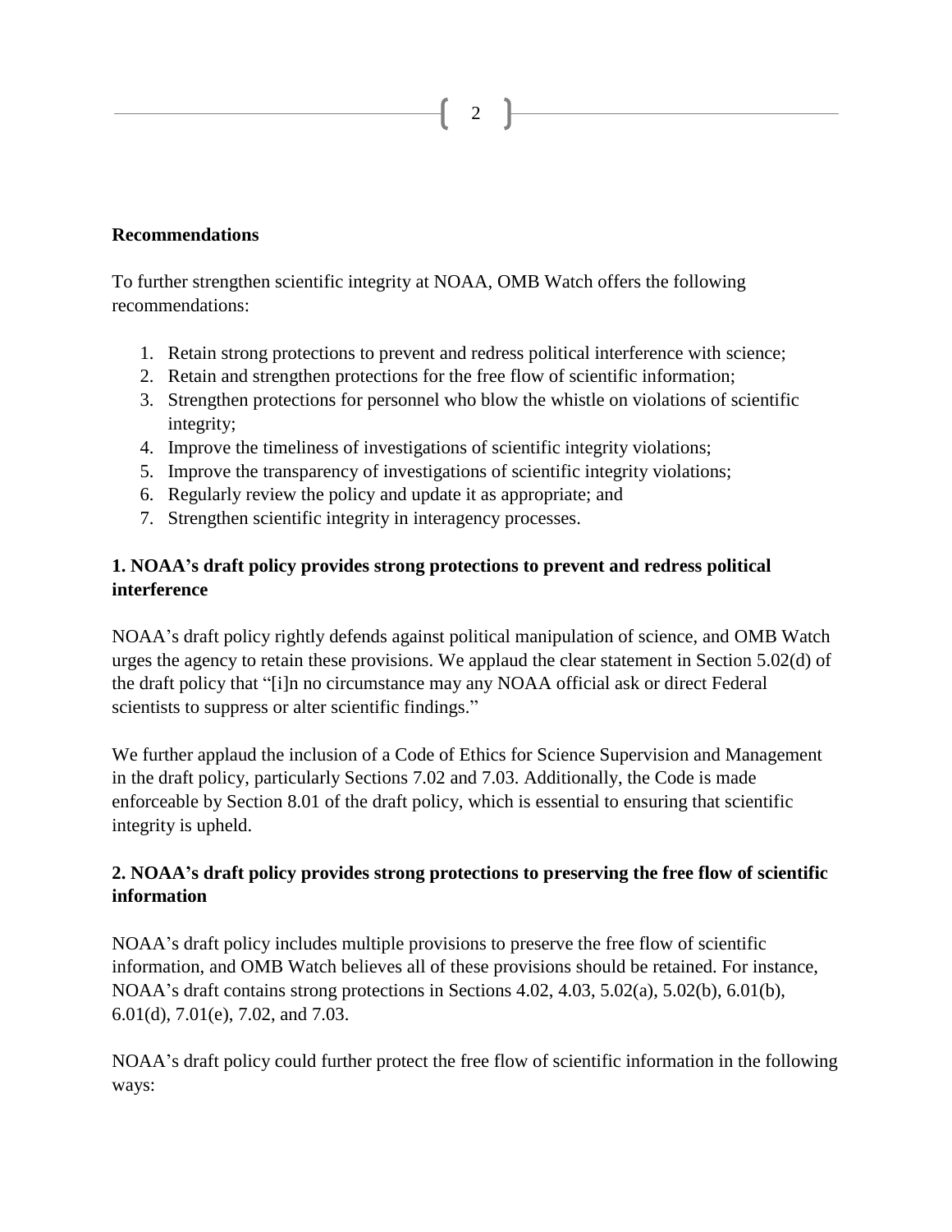**Recommendations**

To further strengthen scientific integrity at NOAA, OMB Watch offers the following recommendations:

1. Retain strong protections to prevent and redress political interference with science;
2. Retain and strengthen protections for the free flow of scientific information;
3. Strengthen protections for personnel who blow the whistle on violations of scientific integrity;
4. Improve the timeliness of investigations of scientific integrity violations;
5. Improve the transparency of investigations of scientific integrity violations;
6. Regularly review the policy and update it as appropriate; and
7. Strengthen scientific integrity in interagency processes.

**1. NOAA's draft policy provides strong protections to prevent and redress political interference**

NOAA's draft policy rightly defends against political manipulation of science, and OMB Watch urges the agency to retain these provisions. We applaud the clear statement in Section 5.02(d) of the draft policy that "[i]n no circumstance may any NOAA official ask or direct Federal scientists to suppress or alter scientific findings."

We further applaud the inclusion of a Code of Ethics for Science Supervision and Management in the draft policy, particularly Sections 7.02 and 7.03. Additionally, the Code is made enforceable by Section 8.01 of the draft policy, which is essential to ensuring that scientific integrity is upheld.

**2. NOAA's draft policy provides strong protections to preserving the free flow of scientific information**

NOAA's draft policy includes multiple provisions to preserve the free flow of scientific information, and OMB Watch believes all of these provisions should be retained. For instance, NOAA's draft contains strong protections in Sections 4.02, 4.03, 5.02(a), 5.02(b), 6.01(b), 6.01(d), 7.01(e), 7.02, and 7.03.

NOAA's draft policy could further protect the free flow of scientific information in the following ways: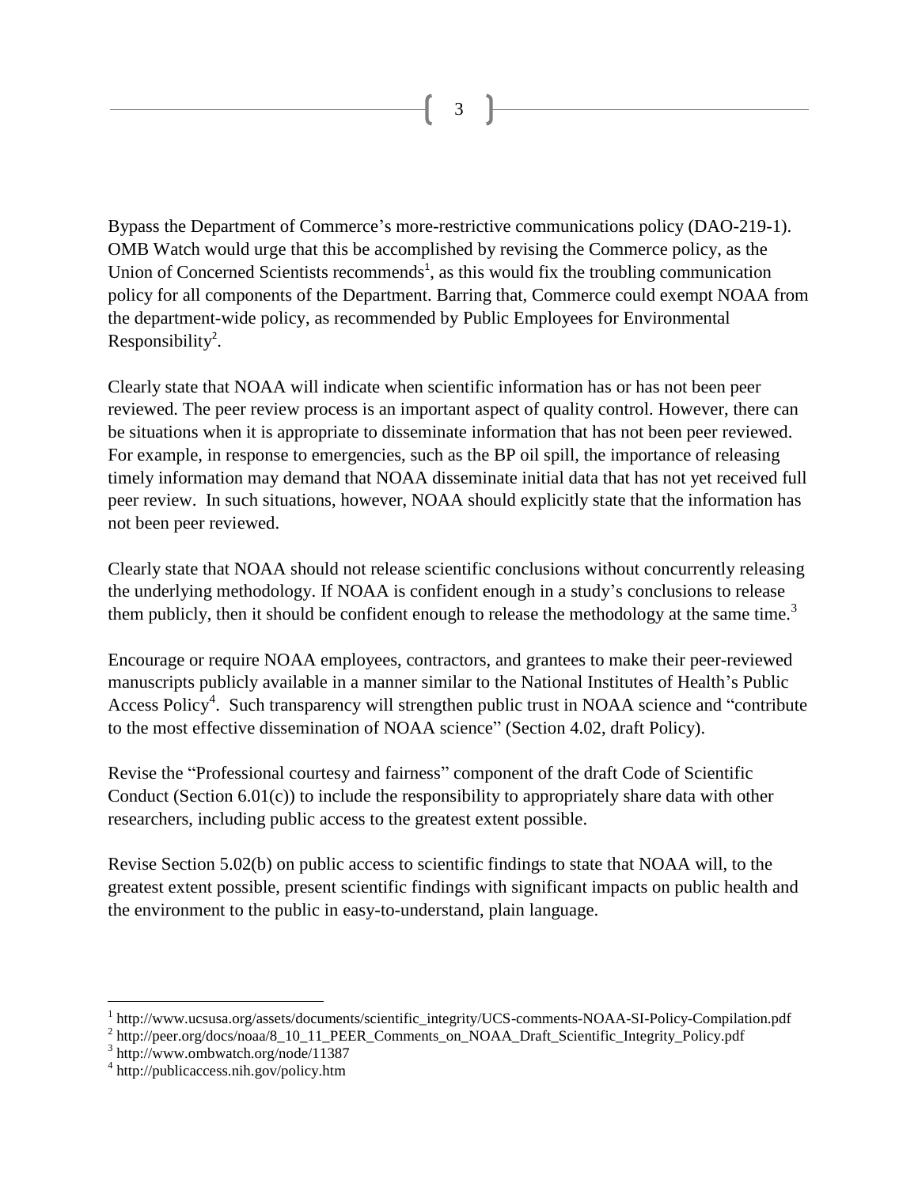Bypass the Department of Commerce's more-restrictive communications policy (DAO-219-1). OMB Watch would urge that this be accomplished by revising the Commerce policy, as the Union of Concerned Scientists recommends[1], as this would fix the troubling communication policy for all components of the Department. Barring that, Commerce could exempt NOAA from the department-wide policy, as recommended by Public Employees for Environmental Responsibility[2].

Clearly state that NOAA will indicate when scientific information has or has not been peer reviewed. The peer review process is an important aspect of quality control. However, there can be situations when it is appropriate to disseminate information that has not been peer reviewed. For example, in response to emergencies, such as the BP oil spill, the importance of releasing timely information may demand that NOAA disseminate initial data that has not yet received full peer review. In such situations, however, NOAA should explicitly state that the information has not been peer reviewed.

Clearly state that NOAA should not release scientific conclusions without concurrently releasing the underlying methodology. If NOAA is confident enough in a study's conclusions to release them publicly, then it should be confident enough to release the methodology at the same time.[3]

Encourage or require NOAA employees, contractors, and grantees to make their peer-reviewed manuscripts publicly available in a manner similar to the National Institutes of Health's Public Access Policy[4]. Such transparency will strengthen public trust in NOAA science and "contribute to the most effective dissemination of NOAA science" (Section 4.02, draft Policy).

Revise the "Professional courtesy and fairness" component of the draft Code of Scientific Conduct (Section 6.01(c)) to include the responsibility to appropriately share data with other researchers, including public access to the greatest extent possible.

Revise Section 5.02(b) on public access to scientific findings to state that NOAA will, to the greatest extent possible, present scientific findings with significant impacts on public health and the environment to the public in easy-to-understand, plain language.

---

[1] http://www.ucsusa.org/assets/documents/scientific_integrity/UCS-comments-NOAA-SI-Policy-Compilation.pdf

[2] http://peer.org/docs/noaa/8_10_11_PEER_Comments_on_NOAA_Draft_Scientific_Integrity_Policy.pdf

[3] http://www.ombwatch.org/node/11387

[4] http://publicaccess.nih.gov/policy.htm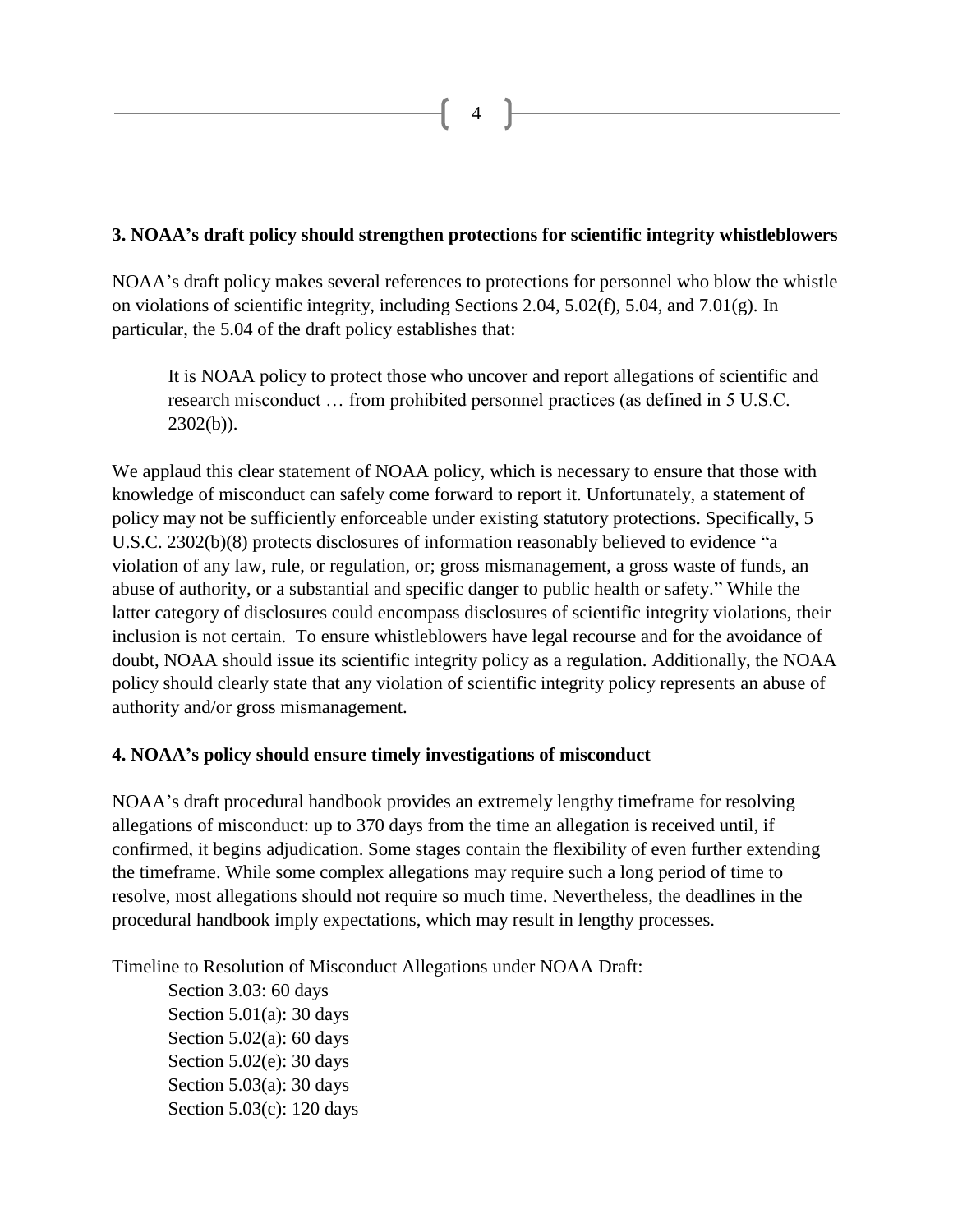**3. NOAA's draft policy should strengthen protections for scientific integrity whistleblowers**

NOAA's draft policy makes several references to protections for personnel who blow the whistle on violations of scientific integrity, including Sections 2.04, 5.02(f), 5.04, and 7.01(g). In particular, the 5.04 of the draft policy establishes that:

> It is NOAA policy to protect those who uncover and report allegations of scientific and research misconduct … from prohibited personnel practices (as defined in 5 U.S.C. 2302(b)).

We applaud this clear statement of NOAA policy, which is necessary to ensure that those with knowledge of misconduct can safely come forward to report it. Unfortunately, a statement of policy may not be sufficiently enforceable under existing statutory protections. Specifically, 5 U.S.C. 2302(b)(8) protects disclosures of information reasonably believed to evidence "a violation of any law, rule, or regulation, or; gross mismanagement, a gross waste of funds, an abuse of authority, or a substantial and specific danger to public health or safety." While the latter category of disclosures could encompass disclosures of scientific integrity violations, their inclusion is not certain. To ensure whistleblowers have legal recourse and for the avoidance of doubt, NOAA should issue its scientific integrity policy as a regulation. Additionally, the NOAA policy should clearly state that any violation of scientific integrity policy represents an abuse of authority and/or gross mismanagement.

**4. NOAA's policy should ensure timely investigations of misconduct**

NOAA's draft procedural handbook provides an extremely lengthy timeframe for resolving allegations of misconduct: up to 370 days from the time an allegation is received until, if confirmed, it begins adjudication. Some stages contain the flexibility of even further extending the timeframe. While some complex allegations may require such a long period of time to resolve, most allegations should not require so much time. Nevertheless, the deadlines in the procedural handbook imply expectations, which may result in lengthy processes.

Timeline to Resolution of Misconduct Allegations under NOAA Draft:

- Section 3.03: 60 days
- Section 5.01(a): 30 days
- Section 5.02(a): 60 days
- Section 5.02(e): 30 days
- Section 5.03(a): 30 days
- Section 5.03(c): 120 days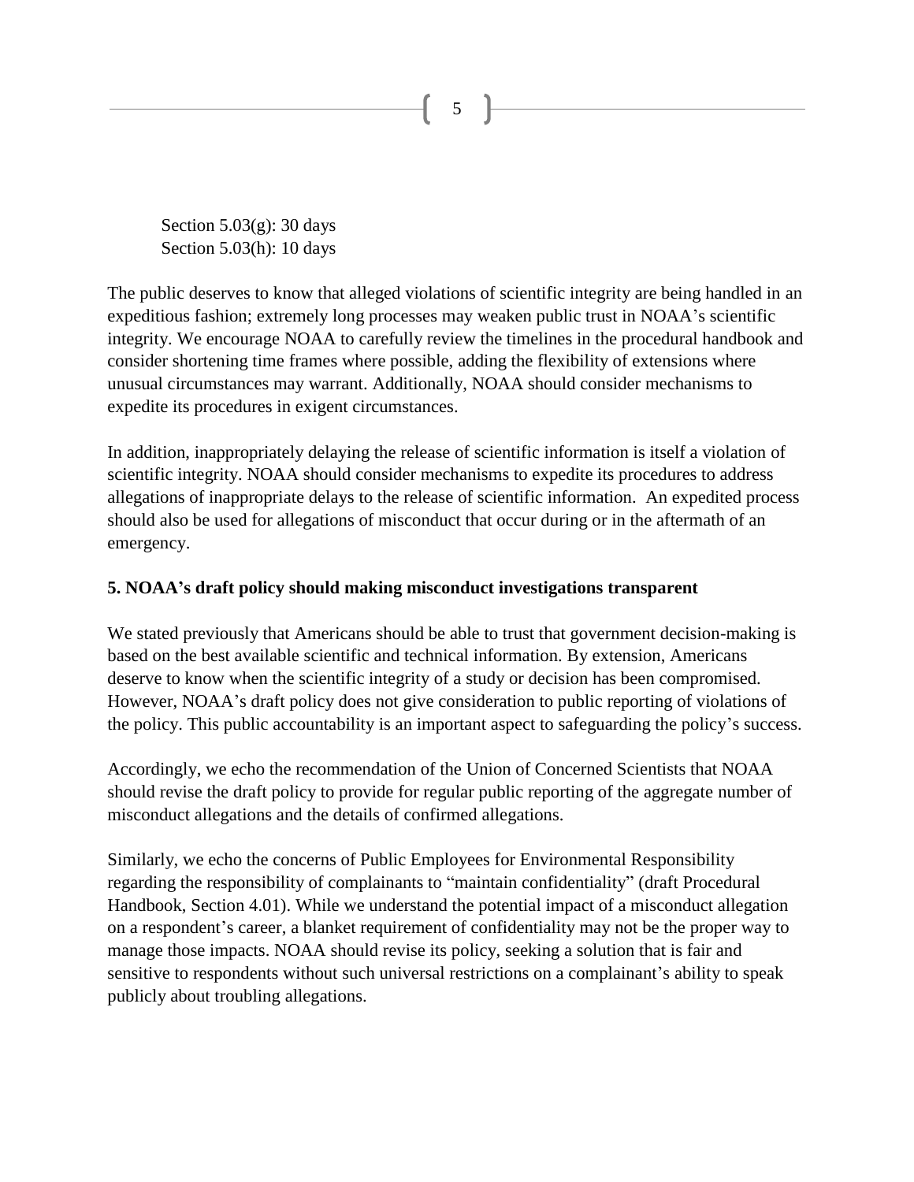Section 5.03(g): 30 days
Section 5.03(h): 10 days

The public deserves to know that alleged violations of scientific integrity are being handled in an expeditious fashion; extremely long processes may weaken public trust in NOAA's scientific integrity. We encourage NOAA to carefully review the timelines in the procedural handbook and consider shortening time frames where possible, adding the flexibility of extensions where unusual circumstances may warrant. Additionally, NOAA should consider mechanisms to expedite its procedures in exigent circumstances.

In addition, inappropriately delaying the release of scientific information is itself a violation of scientific integrity. NOAA should consider mechanisms to expedite its procedures to address allegations of inappropriate delays to the release of scientific information. An expedited process should also be used for allegations of misconduct that occur during or in the aftermath of an emergency.

**5. NOAA's draft policy should making misconduct investigations transparent**

We stated previously that Americans should be able to trust that government decision-making is based on the best available scientific and technical information. By extension, Americans deserve to know when the scientific integrity of a study or decision has been compromised. However, NOAA's draft policy does not give consideration to public reporting of violations of the policy. This public accountability is an important aspect to safeguarding the policy's success.

Accordingly, we echo the recommendation of the Union of Concerned Scientists that NOAA should revise the draft policy to provide for regular public reporting of the aggregate number of misconduct allegations and the details of confirmed allegations.

Similarly, we echo the concerns of Public Employees for Environmental Responsibility regarding the responsibility of complainants to "maintain confidentiality" (draft Procedural Handbook, Section 4.01). While we understand the potential impact of a misconduct allegation on a respondent's career, a blanket requirement of confidentiality may not be the proper way to manage those impacts. NOAA should revise its policy, seeking a solution that is fair and sensitive to respondents without such universal restrictions on a complainant's ability to speak publicly about troubling allegations.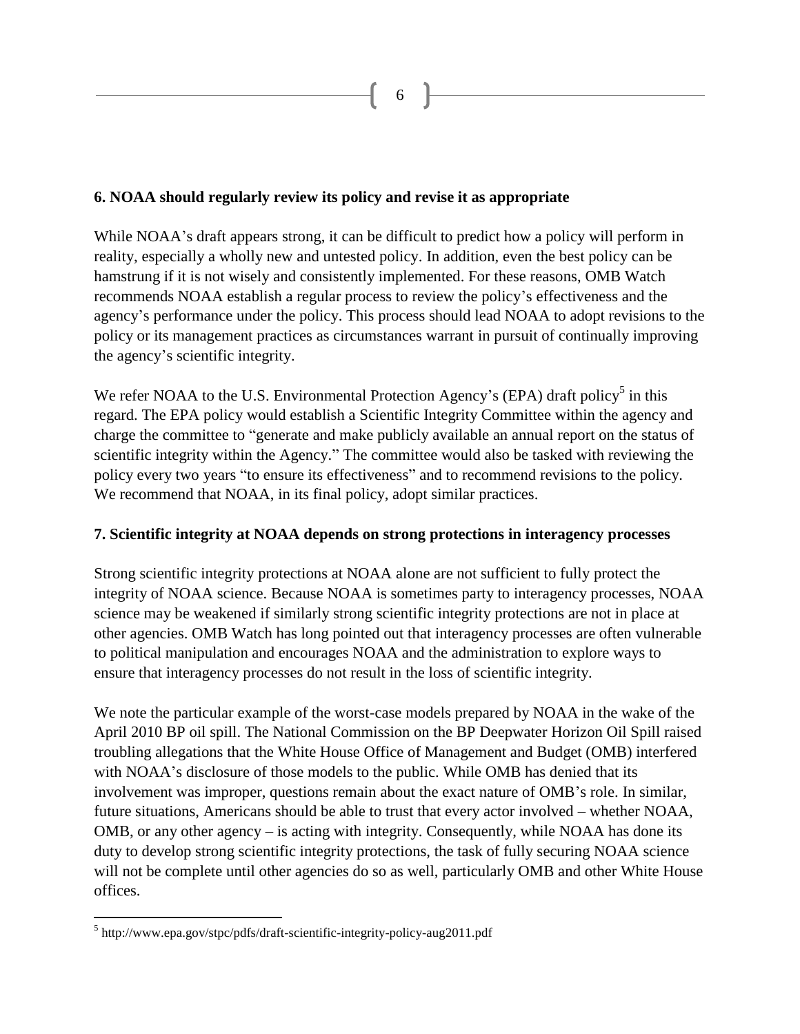**6. NOAA should regularly review its policy and revise it as appropriate**

While NOAA's draft appears strong, it can be difficult to predict how a policy will perform in reality, especially a wholly new and untested policy. In addition, even the best policy can be hamstrung if it is not wisely and consistently implemented. For these reasons, OMB Watch recommends NOAA establish a regular process to review the policy's effectiveness and the agency's performance under the policy. This process should lead NOAA to adopt revisions to the policy or its management practices as circumstances warrant in pursuit of continually improving the agency's scientific integrity.

We refer NOAA to the U.S. Environmental Protection Agency's (EPA) draft policy[5] in this regard. The EPA policy would establish a Scientific Integrity Committee within the agency and charge the committee to "generate and make publicly available an annual report on the status of scientific integrity within the Agency." The committee would also be tasked with reviewing the policy every two years "to ensure its effectiveness" and to recommend revisions to the policy. We recommend that NOAA, in its final policy, adopt similar practices.

**7. Scientific integrity at NOAA depends on strong protections in interagency processes**

Strong scientific integrity protections at NOAA alone are not sufficient to fully protect the integrity of NOAA science. Because NOAA is sometimes party to interagency processes, NOAA science may be weakened if similarly strong scientific integrity protections are not in place at other agencies. OMB Watch has long pointed out that interagency processes are often vulnerable to political manipulation and encourages NOAA and the administration to explore ways to ensure that interagency processes do not result in the loss of scientific integrity.

We note the particular example of the worst-case models prepared by NOAA in the wake of the April 2010 BP oil spill. The National Commission on the BP Deepwater Horizon Oil Spill raised troubling allegations that the White House Office of Management and Budget (OMB) interfered with NOAA's disclosure of those models to the public. While OMB has denied that its involvement was improper, questions remain about the exact nature of OMB's role. In similar, future situations, Americans should be able to trust that every actor involved – whether NOAA, OMB, or any other agency – is acting with integrity. Consequently, while NOAA has done its duty to develop strong scientific integrity protections, the task of fully securing NOAA science will not be complete until other agencies do so as well, particularly OMB and other White House offices.

[5] http://www.epa.gov/stpc/pdfs/draft-scientific-integrity-policy-aug2011.pdf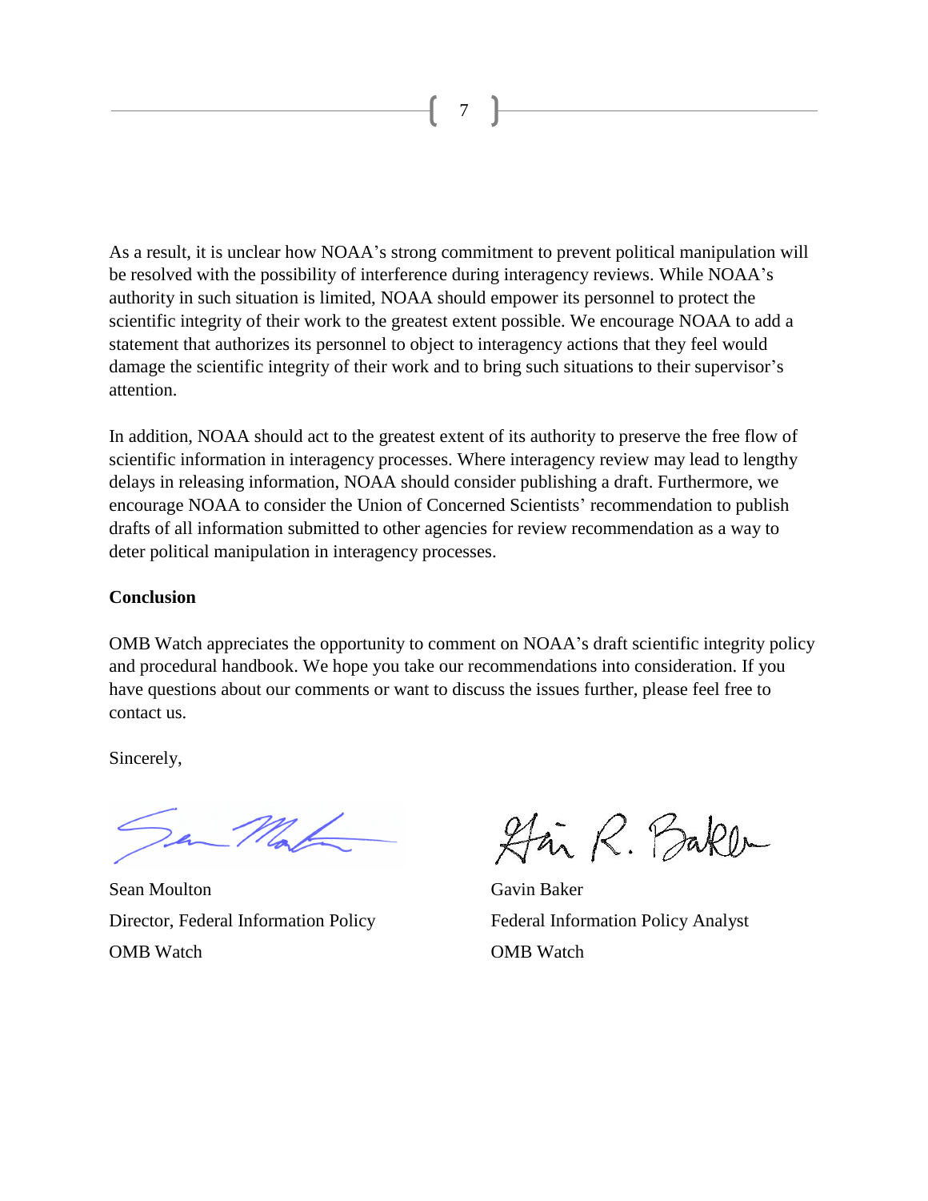As a result, it is unclear how NOAA's strong commitment to prevent political manipulation will be resolved with the possibility of interference during interagency reviews. While NOAA's authority in such situation is limited, NOAA should empower its personnel to protect the scientific integrity of their work to the greatest extent possible. We encourage NOAA to add a statement that authorizes its personnel to object to interagency actions that they feel would damage the scientific integrity of their work and to bring such situations to their supervisor's attention.

In addition, NOAA should act to the greatest extent of its authority to preserve the free flow of scientific information in interagency processes. Where interagency review may lead to lengthy delays in releasing information, NOAA should consider publishing a draft. Furthermore, we encourage NOAA to consider the Union of Concerned Scientists' recommendation to publish drafts of all information submitted to other agencies for review recommendation as a way to deter political manipulation in interagency processes.

**Conclusion**

OMB Watch appreciates the opportunity to comment on NOAA's draft scientific integrity policy and procedural handbook. We hope you take our recommendations into consideration. If you have questions about our comments or want to discuss the issues further, please feel free to contact us.

Sincerely,

Sean Moulton
Director, Federal Information Policy
OMB Watch

Gavin Baker
Federal Information Policy Analyst
OMB Watch